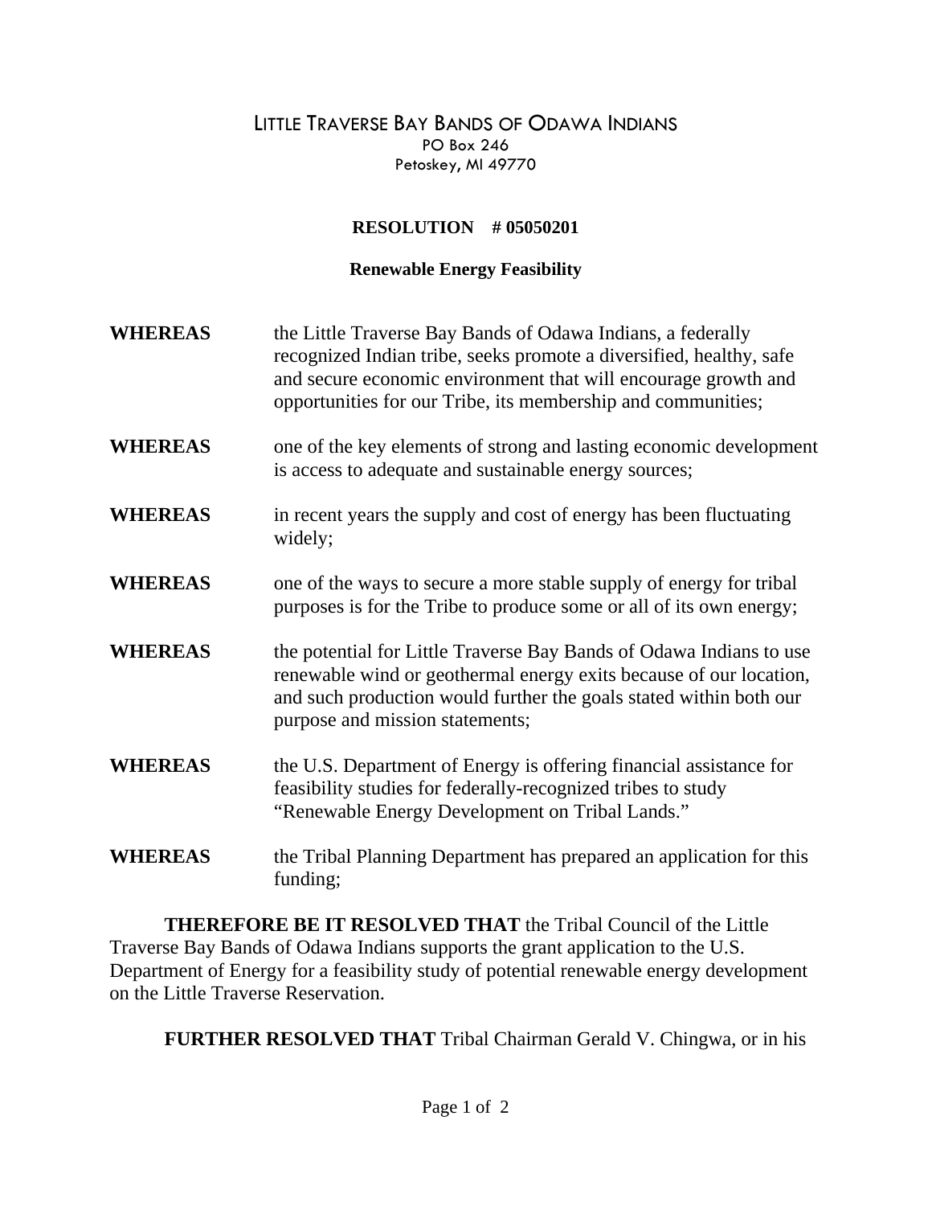# LITTLE TRAVERSE BAY BANDS OF ODAWA INDIANS

PO Box 246
Petoskey, MI 49770

**RESOLUTION # 05050201**

**Renewable Energy Feasibility**

**WHEREAS** the Little Traverse Bay Bands of Odawa Indians, a federally recognized Indian tribe, seeks promote a diversified, healthy, safe and secure economic environment that will encourage growth and opportunities for our Tribe, its membership and communities;

**WHEREAS** one of the key elements of strong and lasting economic development is access to adequate and sustainable energy sources;

**WHEREAS** in recent years the supply and cost of energy has been fluctuating widely;

**WHEREAS** one of the ways to secure a more stable supply of energy for tribal purposes is for the Tribe to produce some or all of its own energy;

**WHEREAS** the potential for Little Traverse Bay Bands of Odawa Indians to use renewable wind or geothermal energy exits because of our location, and such production would further the goals stated within both our purpose and mission statements;

**WHEREAS** the U.S. Department of Energy is offering financial assistance for feasibility studies for federally-recognized tribes to study "Renewable Energy Development on Tribal Lands."

**WHEREAS** the Tribal Planning Department has prepared an application for this funding;

**THEREFORE BE IT RESOLVED THAT** the Tribal Council of the Little Traverse Bay Bands of Odawa Indians supports the grant application to the U.S. Department of Energy for a feasibility study of potential renewable energy development on the Little Traverse Reservation.

**FURTHER RESOLVED THAT** Tribal Chairman Gerald V. Chingwa, or in his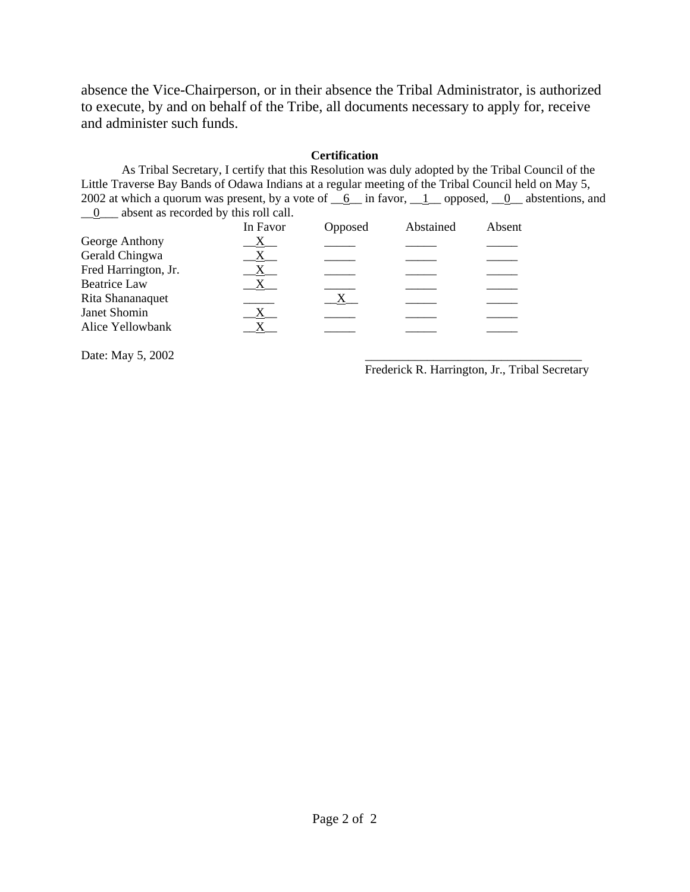absence the Vice-Chairperson, or in their absence the Tribal Administrator, is authorized to execute, by and on behalf of the Tribe, all documents necessary to apply for, receive and administer such funds.

**Certification**

As Tribal Secretary, I certify that this Resolution was duly adopted by the Tribal Council of the Little Traverse Bay Bands of Odawa Indians at a regular meeting of the Tribal Council held on May 5, 2002 at which a quorum was present, by a vote of \_\_6\_\_ in favor, \_\_1\_\_ opposed, \_\_0\_\_ abstentions, and \_\_0\_\_\_ absent as recorded by this roll call.

| | In Favor | Opposed | Abstained | Absent |
|---|---|---|---|---|
| George Anthony | X | | | |
| Gerald Chingwa | X | | | |
| Fred Harrington, Jr. | X | | | |
| Beatrice Law | X | | | |
| Rita Shananaquet | | X | | |
| Janet Shomin | X | | | |
| Alice Yellowbank | X | | | |

Date: May 5, 2002

\_\_\_\_\_\_\_\_\_\_\_\_\_\_\_\_\_\_\_\_\_\_\_\_\_\_\_\_\_\_\_\_\_\_\_\_
Frederick R. Harrington, Jr., Tribal Secretary